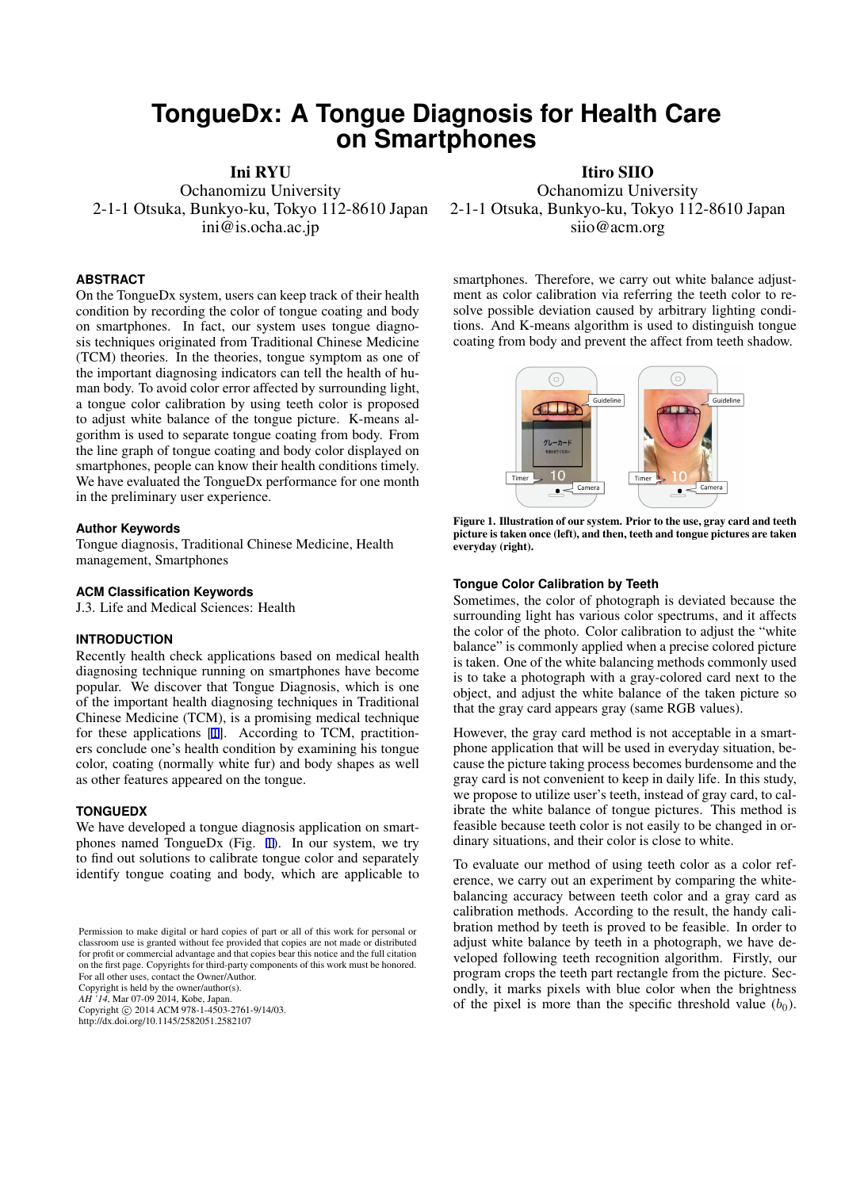# TongueDx: A Tongue Diagnosis for Health Care on Smartphones

**Ini RYU**
Ochanomizu University
2-1-1 Otsuka, Bunkyo-ku, Tokyo 112-8610 Japan
ini@is.ocha.ac.jp

**Itiro SIIO**
Ochanomizu University
2-1-1 Otsuka, Bunkyo-ku, Tokyo 112-8610 Japan
siio@acm.org

## ABSTRACT

On the TongueDx system, users can keep track of their health condition by recording the color of tongue coating and body on smartphones. In fact, our system uses tongue diagnosis techniques originated from Traditional Chinese Medicine (TCM) theories. In the theories, tongue symptom as one of the important diagnosing indicators can tell the health of human body. To avoid color error affected by surrounding light, a tongue color calibration by using teeth color is proposed to adjust white balance of the tongue picture. K-means algorithm is used to separate tongue coating from body. From the line graph of tongue coating and body color displayed on smartphones, people can know their health conditions timely. We have evaluated the TongueDx performance for one month in the preliminary user experience.

### Author Keywords

Tongue diagnosis, Traditional Chinese Medicine, Health management, Smartphones

### ACM Classification Keywords

J.3. Life and Medical Sciences: Health

## INTRODUCTION

Recently health check applications based on medical health diagnosing technique running on smartphones have become popular. We discover that Tongue Diagnosis, which is one of the important health diagnosing techniques in Traditional Chinese Medicine (TCM), is a promising medical technique for these applications [1]. According to TCM, practitioners conclude one's health condition by examining his tongue color, coating (normally white fur) and body shapes as well as other features appeared on the tongue.

## TONGUEDX

We have developed a tongue diagnosis application on smartphones named TongueDx (Fig. 1). In our system, we try to find out solutions to calibrate tongue color and separately identify tongue coating and body, which are applicable to smartphones. Therefore, we carry out white balance adjustment as color calibration via referring the teeth color to resolve possible deviation caused by arbitrary lighting conditions. And K-means algorithm is used to distinguish tongue coating from body and prevent the affect from teeth shadow.

Guideline

グレーカード

Timer

10

Camera

Guideline

Timer

10

Camera

**Figure 1. Illustration of our system. Prior to the use, gray card and teeth picture is taken once (left), and then, teeth and tongue pictures are taken everyday (right).**

### Tongue Color Calibration by Teeth

Sometimes, the color of photograph is deviated because the surrounding light has various color spectrums, and it affects the color of the photo. Color calibration to adjust the "white balance" is commonly applied when a precise colored picture is taken. One of the white balancing methods commonly used is to take a photograph with a gray-colored card next to the object, and adjust the white balance of the taken picture so that the gray card appears gray (same RGB values).

However, the gray card method is not acceptable in a smartphone application that will be used in everyday situation, because the picture taking process becomes burdensome and the gray card is not convenient to keep in daily life. In this study, we propose to utilize user's teeth, instead of gray card, to calibrate the white balance of tongue pictures. This method is feasible because teeth color is not easily to be changed in ordinary situations, and their color is close to white.

To evaluate our method of using teeth color as a color reference, we carry out an experiment by comparing the white-balancing accuracy between teeth color and a gray card as calibration methods. According to the result, the handy calibration method by teeth is proved to be feasible. In order to adjust white balance by teeth in a photograph, we have developed following teeth recognition algorithm. Firstly, our program crops the teeth part rectangle from the picture. Secondly, it marks pixels with blue color when the brightness of the pixel is more than the specific threshold value ($b_0$).

Permission to make digital or hard copies of part or all of this work for personal or classroom use is granted without fee provided that copies are not made or distributed for profit or commercial advantage and that copies bear this notice and the full citation on the first page. Copyrights for third-party components of this work must be honored. For all other uses, contact the Owner/Author.
Copyright is held by the owner/author(s).
*AH '14*, Mar 07-09 2014, Kobe, Japan.
Copyright © 2014 ACM 978-1-4503-2761-9/14/03.
http://dx.doi.org/10.1145/2582051.2582107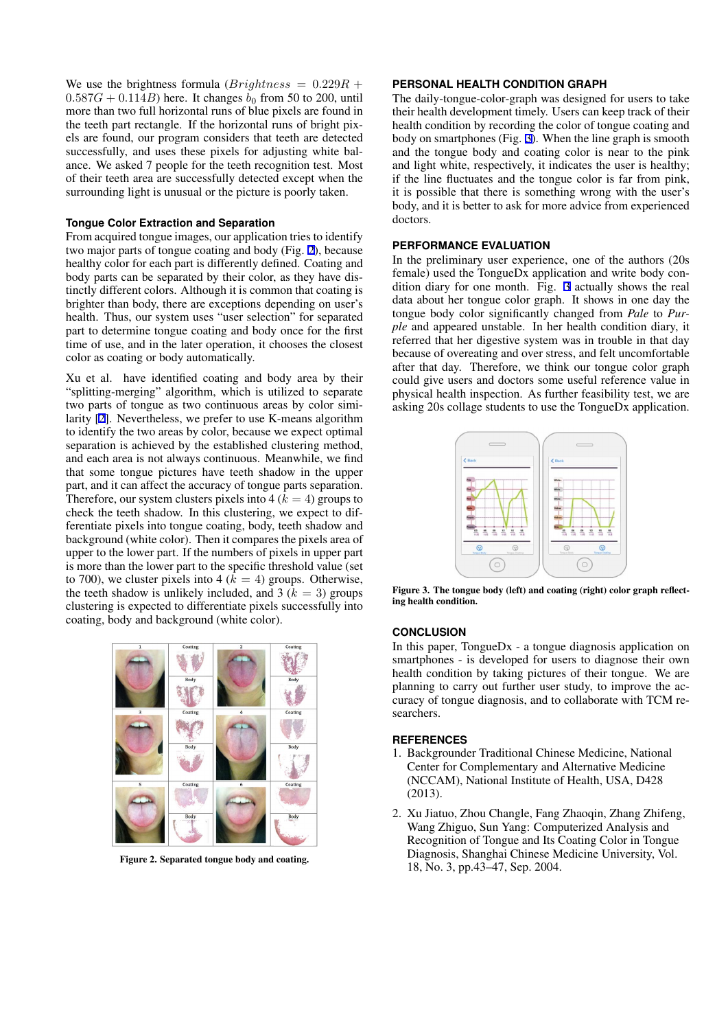We use the brightness formula ($Brightness = 0.229R + 0.587G + 0.114B$) here. It changes $b_0$ from 50 to 200, until more than two full horizontal runs of blue pixels are found in the teeth part rectangle. If the horizontal runs of bright pixels are found, our program considers that teeth are detected successfully, and uses these pixels for adjusting white balance. We asked 7 people for the teeth recognition test. Most of their teeth area are successfully detected except when the surrounding light is unusual or the picture is poorly taken.

### Tongue Color Extraction and Separation

From acquired tongue images, our application tries to identify two major parts of tongue coating and body (Fig. 2), because healthy color for each part is differently defined. Coating and body parts can be separated by their color, as they have distinctly different colors. Although it is common that coating is brighter than body, there are exceptions depending on user's health. Thus, our system uses "user selection" for separated part to determine tongue coating and body once for the first time of use, and in the later operation, it chooses the closest color as coating or body automatically.

Xu et al. have identified coating and body area by their "splitting-merging" algorithm, which is utilized to separate two parts of tongue as two continuous areas by color similarity [2]. Nevertheless, we prefer to use K-means algorithm to identify the two areas by color, because we expect optimal separation is achieved by the established clustering method, and each area is not always continuous. Meanwhile, we find that some tongue pictures have teeth shadow in the upper part, and it can affect the accuracy of tongue parts separation. Therefore, our system clusters pixels into 4 ($k = 4$) groups to check the teeth shadow. In this clustering, we expect to differentiate pixels into tongue coating, body, teeth shadow and background (white color). Then it compares the pixels area of upper to the lower part. If the numbers of pixels in upper part is more than the lower part to the specific threshold value (set to 700), we cluster pixels into 4 ($k = 4$) groups. Otherwise, the teeth shadow is unlikely included, and 3 ($k = 3$) groups clustering is expected to differentiate pixels successfully into coating, body and background (white color).

**Figure 2. Separated tongue body and coating.**

### PERSONAL HEALTH CONDITION GRAPH

The daily-tongue-color-graph was designed for users to take their health development timely. Users can keep track of their health condition by recording the color of tongue coating and body on smartphones (Fig. 3). When the line graph is smooth and the tongue body and coating color is near to the pink and light white, respectively, it indicates the user is healthy; if the line fluctuates and the tongue color is far from pink, it is possible that there is something wrong with the user's body, and it is better to ask for more advice from experienced doctors.

### PERFORMANCE EVALUATION

In the preliminary user experience, one of the authors (20s female) used the TongueDx application and write body condition diary for one month. Fig. 3 actually shows the real data about her tongue color graph. It shows in one day the tongue body color significantly changed from *Pale* to *Purple* and appeared unstable. In her health condition diary, it referred that her digestive system was in trouble in that day because of overeating and over stress, and felt uncomfortable after that day. Therefore, we think our tongue color graph could give users and doctors some useful reference value in physical health inspection. As further feasibility test, we are asking 20s collage students to use the TongueDx application.

**Figure 3. The tongue body (left) and coating (right) color graph reflecting health condition.**

### CONCLUSION

In this paper, TongueDx - a tongue diagnosis application on smartphones - is developed for users to diagnose their own health condition by taking pictures of their tongue. We are planning to carry out further user study, to improve the accuracy of tongue diagnosis, and to collaborate with TCM researchers.

### REFERENCES

1. Backgrounder Traditional Chinese Medicine, National Center for Complementary and Alternative Medicine (NCCAM), National Institute of Health, USA, D428 (2013).
2. Xu Jiatuo, Zhou Changle, Fang Zhaoqin, Zhang Zhifeng, Wang Zhiguo, Sun Yang: Computerized Analysis and Recognition of Tongue and Its Coating Color in Tongue Diagnosis, Shanghai Chinese Medicine University, Vol. 18, No. 3, pp.43–47, Sep. 2004.